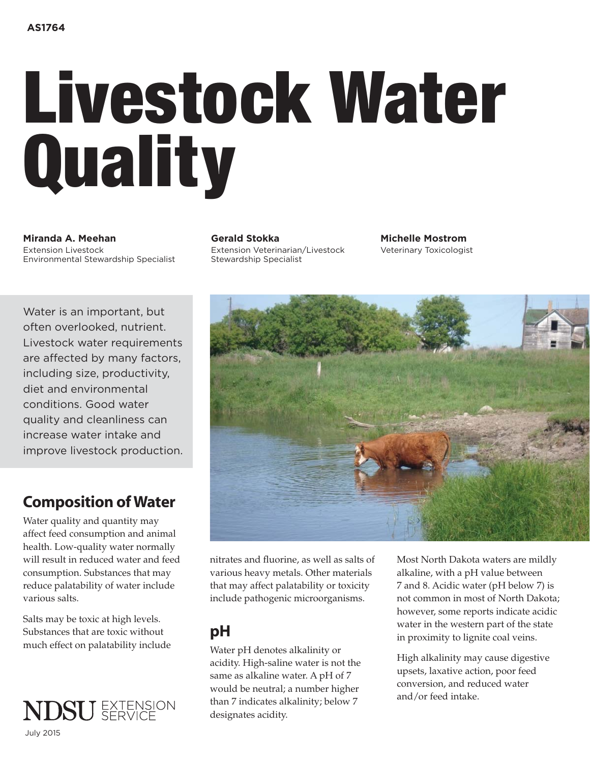AS1764

# Livestock Water Quality

**Miranda A. Meehan**
Extension Livestock Environmental Stewardship Specialist

**Gerald Stokka**
Extension Veterinarian/Livestock Stewardship Specialist

**Michelle Mostrom**
Veterinary Toxicologist

Water is an important, but often overlooked, nutrient. Livestock water requirements are affected by many factors, including size, productivity, diet and environmental conditions. Good water quality and cleanliness can increase water intake and improve livestock production.

## Composition of Water

Water quality and quantity may affect feed consumption and animal health. Low-quality water normally will result in reduced water and feed consumption. Substances that may reduce palatability of water include various salts.

Salts may be toxic at high levels. Substances that are toxic without much effect on palatability include nitrates and fluorine, as well as salts of various heavy metals. Other materials that may affect palatability or toxicity include pathogenic microorganisms.

## pH

Water pH denotes alkalinity or acidity. High-saline water is not the same as alkaline water. A pH of 7 would be neutral; a number higher than 7 indicates alkalinity; below 7 designates acidity.

Most North Dakota waters are mildly alkaline, with a pH value between 7 and 8. Acidic water (pH below 7) is not common in most of North Dakota; however, some reports indicate acidic water in the western part of the state in proximity to lignite coal veins.

High alkalinity may cause digestive upsets, laxative action, poor feed conversion, and reduced water and/or feed intake.

NDSU EXTENSION SERVICE

July 2015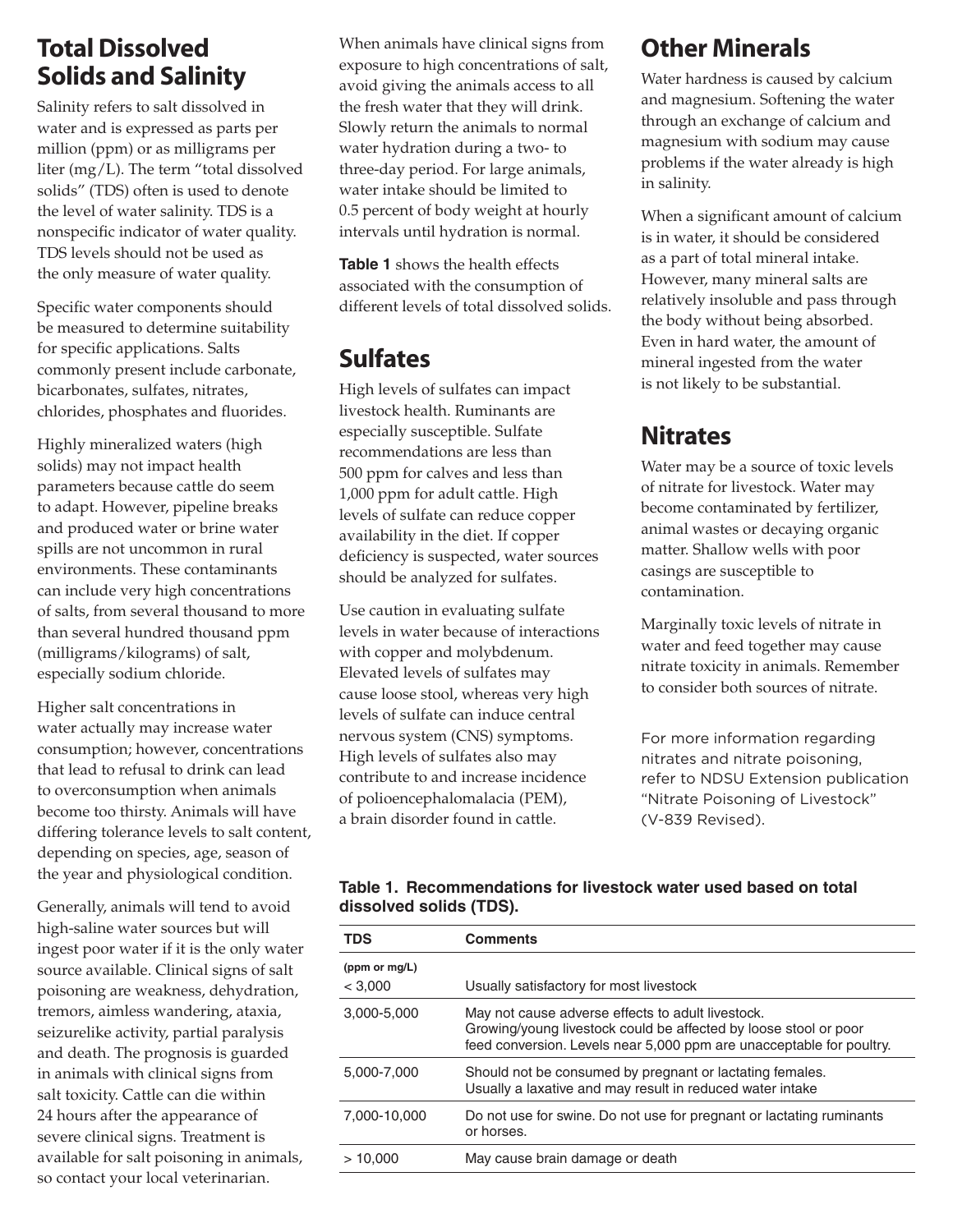## Total Dissolved Solids and Salinity

Salinity refers to salt dissolved in water and is expressed as parts per million (ppm) or as milligrams per liter (mg/L). The term "total dissolved solids" (TDS) often is used to denote the level of water salinity. TDS is a nonspecific indicator of water quality. TDS levels should not be used as the only measure of water quality.

Specific water components should be measured to determine suitability for specific applications. Salts commonly present include carbonate, bicarbonates, sulfates, nitrates, chlorides, phosphates and fluorides.

Highly mineralized waters (high solids) may not impact health parameters because cattle do seem to adapt. However, pipeline breaks and produced water or brine water spills are not uncommon in rural environments. These contaminants can include very high concentrations of salts, from several thousand to more than several hundred thousand ppm (milligrams/kilograms) of salt, especially sodium chloride.

Higher salt concentrations in water actually may increase water consumption; however, concentrations that lead to refusal to drink can lead to overconsumption when animals become too thirsty. Animals will have differing tolerance levels to salt content, depending on species, age, season of the year and physiological condition.

Generally, animals will tend to avoid high-saline water sources but will ingest poor water if it is the only water source available. Clinical signs of salt poisoning are weakness, dehydration, tremors, aimless wandering, ataxia, seizurelike activity, partial paralysis and death. The prognosis is guarded in animals with clinical signs from salt toxicity. Cattle can die within 24 hours after the appearance of severe clinical signs. Treatment is available for salt poisoning in animals, so contact your local veterinarian.

When animals have clinical signs from exposure to high concentrations of salt, avoid giving the animals access to all the fresh water that they will drink. Slowly return the animals to normal water hydration during a two- to three-day period. For large animals, water intake should be limited to 0.5 percent of body weight at hourly intervals until hydration is normal.

**Table 1** shows the health effects associated with the consumption of different levels of total dissolved solids.

## Sulfates

High levels of sulfates can impact livestock health. Ruminants are especially susceptible. Sulfate recommendations are less than 500 ppm for calves and less than 1,000 ppm for adult cattle. High levels of sulfate can reduce copper availability in the diet. If copper deficiency is suspected, water sources should be analyzed for sulfates.

Use caution in evaluating sulfate levels in water because of interactions with copper and molybdenum. Elevated levels of sulfates may cause loose stool, whereas very high levels of sulfate can induce central nervous system (CNS) symptoms. High levels of sulfates also may contribute to and increase incidence of polioencephalomalacia (PEM), a brain disorder found in cattle.

## Other Minerals

Water hardness is caused by calcium and magnesium. Softening the water through an exchange of calcium and magnesium with sodium may cause problems if the water already is high in salinity.

When a significant amount of calcium is in water, it should be considered as a part of total mineral intake. However, many mineral salts are relatively insoluble and pass through the body without being absorbed. Even in hard water, the amount of mineral ingested from the water is not likely to be substantial.

## Nitrates

Water may be a source of toxic levels of nitrate for livestock. Water may become contaminated by fertilizer, animal wastes or decaying organic matter. Shallow wells with poor casings are susceptible to contamination.

Marginally toxic levels of nitrate in water and feed together may cause nitrate toxicity in animals. Remember to consider both sources of nitrate.

For more information regarding nitrates and nitrate poisoning, refer to NDSU Extension publication "Nitrate Poisoning of Livestock" (V-839 Revised).

**Table 1. Recommendations for livestock water used based on total dissolved solids (TDS).**

| TDS | Comments |
|---|---|
| (ppm or mg/L) | |
| < 3,000 | Usually satisfactory for most livestock |
| 3,000-5,000 | May not cause adverse effects to adult livestock. Growing/young livestock could be affected by loose stool or poor feed conversion. Levels near 5,000 ppm are unacceptable for poultry. |
| 5,000-7,000 | Should not be consumed by pregnant or lactating females. Usually a laxative and may result in reduced water intake |
| 7,000-10,000 | Do not use for swine. Do not use for pregnant or lactating ruminants or horses. |
| > 10,000 | May cause brain damage or death |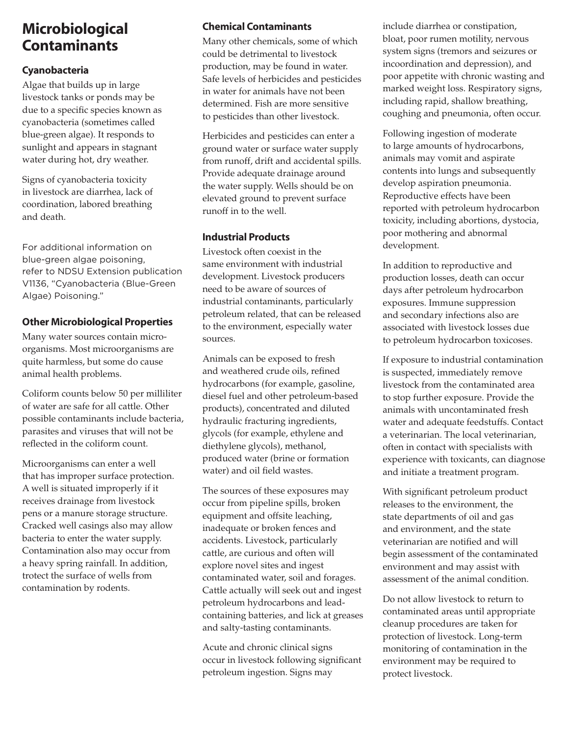# Microbiological Contaminants

### Cyanobacteria

Algae that builds up in large livestock tanks or ponds may be due to a specific species known as cyanobacteria (sometimes called blue-green algae). It responds to sunlight and appears in stagnant water during hot, dry weather.

Signs of cyanobacteria toxicity in livestock are diarrhea, lack of coordination, labored breathing and death.

For additional information on blue-green algae poisoning, refer to NDSU Extension publication V1136, "Cyanobacteria (Blue-Green Algae) Poisoning."

### Other Microbiological Properties

Many water sources contain microorganisms. Most microorganisms are quite harmless, but some do cause animal health problems.

Coliform counts below 50 per milliliter of water are safe for all cattle. Other possible contaminants include bacteria, parasites and viruses that will not be reflected in the coliform count.

Microorganisms can enter a well that has improper surface protection. A well is situated improperly if it receives drainage from livestock pens or a manure storage structure. Cracked well casings also may allow bacteria to enter the water supply. Contamination also may occur from a heavy spring rainfall. In addition, trotect the surface of wells from contamination by rodents.

### Chemical Contaminants

Many other chemicals, some of which could be detrimental to livestock production, may be found in water. Safe levels of herbicides and pesticides in water for animals have not been determined. Fish are more sensitive to pesticides than other livestock.

Herbicides and pesticides can enter a ground water or surface water supply from runoff, drift and accidental spills. Provide adequate drainage around the water supply. Wells should be on elevated ground to prevent surface runoff in to the well.

### Industrial Products

Livestock often coexist in the same environment with industrial development. Livestock producers need to be aware of sources of industrial contaminants, particularly petroleum related, that can be released to the environment, especially water sources.

Animals can be exposed to fresh and weathered crude oils, refined hydrocarbons (for example, gasoline, diesel fuel and other petroleum-based products), concentrated and diluted hydraulic fracturing ingredients, glycols (for example, ethylene and diethylene glycols), methanol, produced water (brine or formation water) and oil field wastes.

The sources of these exposures may occur from pipeline spills, broken equipment and offsite leaching, inadequate or broken fences and accidents. Livestock, particularly cattle, are curious and often will explore novel sites and ingest contaminated water, soil and forages. Cattle actually will seek out and ingest petroleum hydrocarbons and lead-containing batteries, and lick at greases and salty-tasting contaminants.

Acute and chronic clinical signs occur in livestock following significant petroleum ingestion. Signs may include diarrhea or constipation, bloat, poor rumen motility, nervous system signs (tremors and seizures or incoordination and depression), and poor appetite with chronic wasting and marked weight loss. Respiratory signs, including rapid, shallow breathing, coughing and pneumonia, often occur.

Following ingestion of moderate to large amounts of hydrocarbons, animals may vomit and aspirate contents into lungs and subsequently develop aspiration pneumonia. Reproductive effects have been reported with petroleum hydrocarbon toxicity, including abortions, dystocia, poor mothering and abnormal development.

In addition to reproductive and production losses, death can occur days after petroleum hydrocarbon exposures. Immune suppression and secondary infections also are associated with livestock losses due to petroleum hydrocarbon toxicoses.

If exposure to industrial contamination is suspected, immediately remove livestock from the contaminated area to stop further exposure. Provide the animals with uncontaminated fresh water and adequate feedstuffs. Contact a veterinarian. The local veterinarian, often in contact with specialists with experience with toxicants, can diagnose and initiate a treatment program.

With significant petroleum product releases to the environment, the state departments of oil and gas and environment, and the state veterinarian are notified and will begin assessment of the contaminated environment and may assist with assessment of the animal condition.

Do not allow livestock to return to contaminated areas until appropriate cleanup procedures are taken for protection of livestock. Long-term monitoring of contamination in the environment may be required to protect livestock.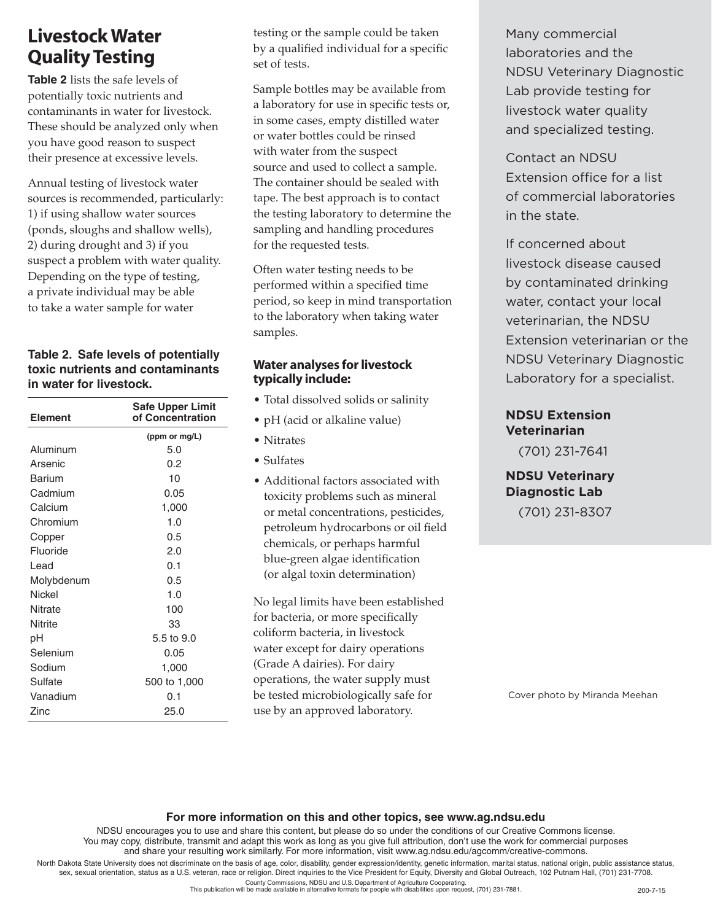## Livestock Water Quality Testing

**Table 2** lists the safe levels of potentially toxic nutrients and contaminants in water for livestock. These should be analyzed only when you have good reason to suspect their presence at excessive levels.

Annual testing of livestock water sources is recommended, particularly: 1) if using shallow water sources (ponds, sloughs and shallow wells), 2) during drought and 3) if you suspect a problem with water quality. Depending on the type of testing, a private individual may be able to take a water sample for water testing or the sample could be taken by a qualified individual for a specific set of tests.

**Table 2. Safe levels of potentially toxic nutrients and contaminants in water for livestock.**

| Element | Safe Upper Limit of Concentration |
|---|---|
| | (ppm or mg/L) |
| Aluminum | 5.0 |
| Arsenic | 0.2 |
| Barium | 10 |
| Cadmium | 0.05 |
| Calcium | 1,000 |
| Chromium | 1.0 |
| Copper | 0.5 |
| Fluoride | 2.0 |
| Lead | 0.1 |
| Molybdenum | 0.5 |
| Nickel | 1.0 |
| Nitrate | 100 |
| Nitrite | 33 |
| pH | 5.5 to 9.0 |
| Selenium | 0.05 |
| Sodium | 1,000 |
| Sulfate | 500 to 1,000 |
| Vanadium | 0.1 |
| Zinc | 25.0 |

Sample bottles may be available from a laboratory for use in specific tests or, in some cases, empty distilled water or water bottles could be rinsed with water from the suspect source and used to collect a sample. The container should be sealed with tape. The best approach is to contact the testing laboratory to determine the sampling and handling procedures for the requested tests.

Often water testing needs to be performed within a specified time period, so keep in mind transportation to the laboratory when taking water samples.

### Water analyses for livestock typically include:

- Total dissolved solids or salinity
- pH (acid or alkaline value)
- Nitrates
- Sulfates
- Additional factors associated with toxicity problems such as mineral or metal concentrations, pesticides, petroleum hydrocarbons or oil field chemicals, or perhaps harmful blue-green algae identification (or algal toxin determination)

No legal limits have been established for bacteria, or more specifically coliform bacteria, in livestock water except for dairy operations (Grade A dairies). For dairy operations, the water supply must be tested microbiologically safe for use by an approved laboratory.

Many commercial laboratories and the NDSU Veterinary Diagnostic Lab provide testing for livestock water quality and specialized testing.

Contact an NDSU Extension office for a list of commercial laboratories in the state.

If concerned about livestock disease caused by contaminated drinking water, contact your local veterinarian, the NDSU Extension veterinarian or the NDSU Veterinary Diagnostic Laboratory for a specialist.

**NDSU Extension Veterinarian**
(701) 231-7641

**NDSU Veterinary Diagnostic Lab**
(701) 231-8307

Cover photo by Miranda Meehan

**For more information on this and other topics, see www.ag.ndsu.edu**

NDSU encourages you to use and share this content, but please do so under the conditions of our Creative Commons license. You may copy, distribute, transmit and adapt this work as long as you give full attribution, don't use the work for commercial purposes and share your resulting work similarly. For more information, visit www.ag.ndsu.edu/agcomm/creative-commons.

North Dakota State University does not discriminate on the basis of age, color, disability, gender expression/identity, genetic information, marital status, national origin, public assistance status, sex, sexual orientation, status as a U.S. veteran, race or religion. Direct inquiries to the Vice President for Equity, Diversity and Global Outreach, 102 Putnam Hall, (701) 231-7708.
County Commissions, NDSU and U.S. Department of Agriculture Cooperating.
This publication will be made available in alternative formats for people with disabilities upon request, (701) 231-7881.

200-7-15